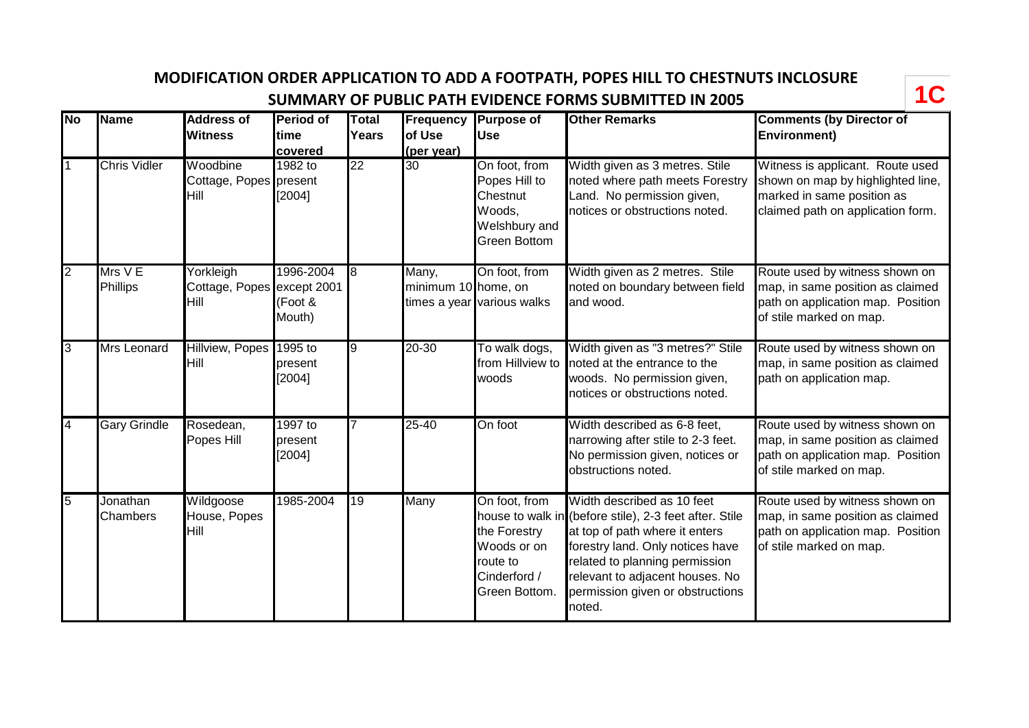# MODIFICATION ORDER APPLICATION TO ADD A FOOTPATH, POPES HILL TO CHESTNUTS INCLOSURE

## SUMMARY OF PUBLIC PATH EVIDENCE FORMS SUBMITTED IN 2005

**1C**

| No | Name | Address of Witness | Period of time covered | Total Years | Frequency of Use (per year) | Purpose of Use | Other Remarks | Comments (by Director of Environment) |
|---|---|---|---|---|---|---|---|---|
| 1 | Chris Vidler | Woodbine Cottage, Popes Hill | 1982 to present [2004] | 22 | 30 | On foot, from Popes Hill to Chestnut Woods, Welshbury and Green Bottom | Width given as 3 metres. Stile noted where path meets Forestry Land. No permission given, notices or obstructions noted. | Witness is applicant. Route used shown on map by highlighted line, marked in same position as claimed path on application form. |
| 2 | Mrs V E Phillips | Yorkleigh Cottage, Popes Hill | 1996-2004 except 2001 (Foot & Mouth) | 8 | Many, minimum 10 times a year | On foot, from home, on various walks | Width given as 2 metres. Stile noted on boundary between field and wood. | Route used by witness shown on map, in same position as claimed path on application map. Position of stile marked on map. |
| 3 | Mrs Leonard | Hillview, Popes Hill | 1995 to present [2004] | 9 | 20-30 | To walk dogs, from Hillview to woods | Width given as "3 metres?" Stile noted at the entrance to the woods. No permission given, notices or obstructions noted. | Route used by witness shown on map, in same position as claimed path on application map. |
| 4 | Gary Grindle | Rosedean, Popes Hill | 1997 to present [2004] | 7 | 25-40 | On foot | Width described as 6-8 feet, narrowing after stile to 2-3 feet. No permission given, notices or obstructions noted. | Route used by witness shown on map, in same position as claimed path on application map. Position of stile marked on map. |
| 5 | Jonathan Chambers | Wildgoose House, Popes Hill | 1985-2004 | 19 | Many | On foot, from house to walk in the Forestry Woods or on route to Cinderford / Green Bottom. | Width described as 10 feet (before stile), 2-3 feet after. Stile at top of path where it enters forestry land. Only notices have related to planning permission relevant to adjacent houses. No permission given or obstructions noted. | Route used by witness shown on map, in same position as claimed path on application map. Position of stile marked on map. |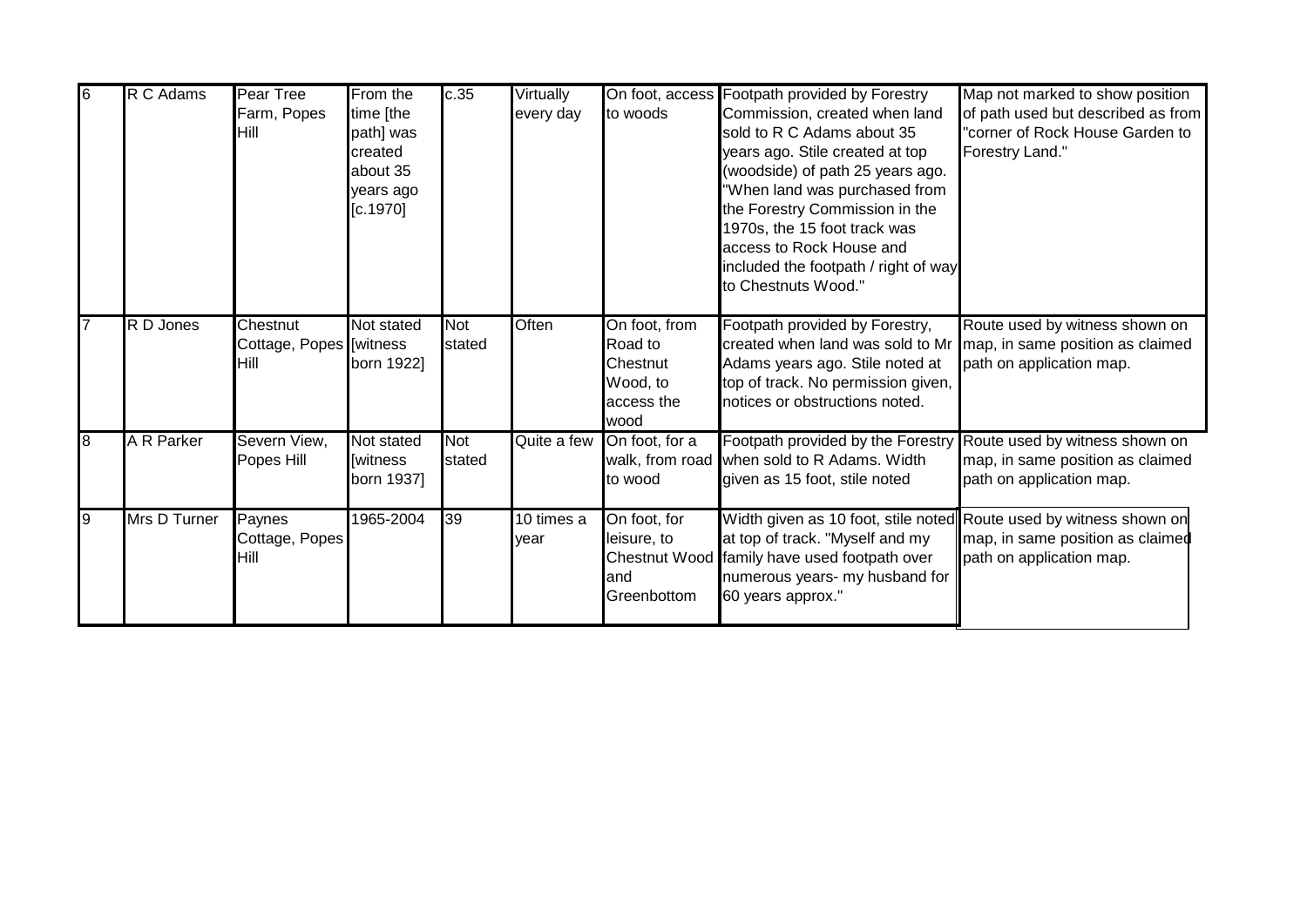| | | | | | | | | |
|---|---|---|---|---|---|---|---|---|
| 6 | R C Adams | Pear Tree Farm, Popes Hill | From the time [the path] was created about 35 years ago [c.1970] | c.35 | Virtually every day | On foot, access to woods | Footpath provided by Forestry Commission, created when land sold to R C Adams about 35 years ago. Stile created at top (woodside) of path 25 years ago. "When land was purchased from the Forestry Commission in the 1970s, the 15 foot track was access to Rock House and included the footpath / right of way to Chestnuts Wood." | Map not marked to show position of path used but described as from "corner of Rock House Garden to Forestry Land." |
| 7 | R D Jones | Chestnut Cottage, Popes Hill | Not stated [witness born 1922] | Not stated | Often | On foot, from Road to Chestnut Wood, to access the wood | Footpath provided by Forestry, created when land was sold to Mr Adams years ago. Stile noted at top of track. No permission given, notices or obstructions noted. | Route used by witness shown on map, in same position as claimed path on application map. |
| 8 | A R Parker | Severn View, Popes Hill | Not stated [witness born 1937] | Not stated | Quite a few | On foot, for a walk, from road to wood | Footpath provided by the Forestry when sold to R Adams. Width given as 15 foot, stile noted | Route used by witness shown on map, in same position as claimed path on application map. |
| 9 | Mrs D Turner | Paynes Cottage, Popes Hill | 1965-2004 | 39 | 10 times a year | On foot, for leisure, to Chestnut Wood and Greenbottom | Width given as 10 foot, stile noted at top of track. "Myself and my family have used footpath over numerous years- my husband for 60 years approx." | Route used by witness shown on map, in same position as claimed path on application map. |